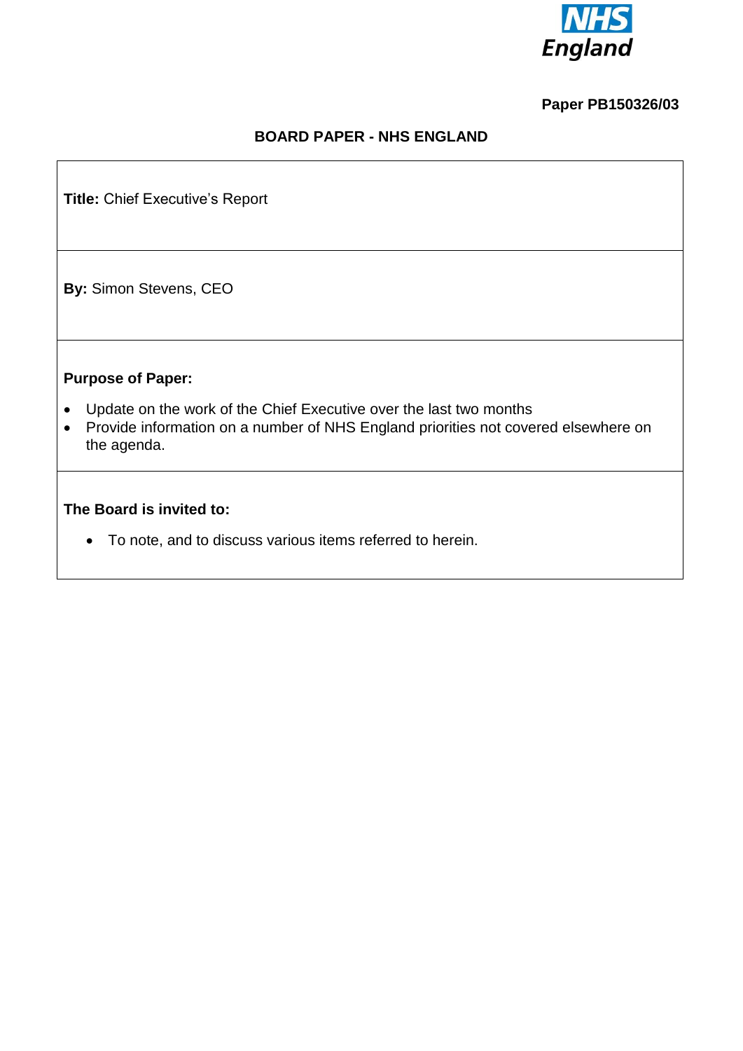NHS England

**Paper PB150326/03**

**BOARD PAPER - NHS ENGLAND**

**Title:** Chief Executive's Report

**By:** Simon Stevens, CEO

**Purpose of Paper:**

- Update on the work of the Chief Executive over the last two months
- Provide information on a number of NHS England priorities not covered elsewhere on the agenda.

**The Board is invited to:**

- To note, and to discuss various items referred to herein.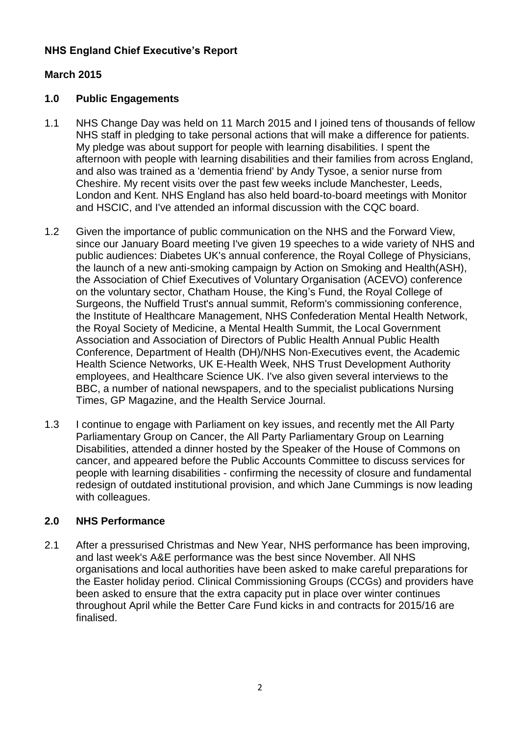**NHS England Chief Executive's Report**

**March 2015**

## 1.0 Public Engagements

1.1 NHS Change Day was held on 11 March 2015 and I joined tens of thousands of fellow NHS staff in pledging to take personal actions that will make a difference for patients. My pledge was about support for people with learning disabilities. I spent the afternoon with people with learning disabilities and their families from across England, and also was trained as a 'dementia friend' by Andy Tysoe, a senior nurse from Cheshire. My recent visits over the past few weeks include Manchester, Leeds, London and Kent. NHS England has also held board-to-board meetings with Monitor and HSCIC, and I've attended an informal discussion with the CQC board.

1.2 Given the importance of public communication on the NHS and the Forward View, since our January Board meeting I've given 19 speeches to a wide variety of NHS and public audiences: Diabetes UK's annual conference, the Royal College of Physicians, the launch of a new anti-smoking campaign by Action on Smoking and Health(ASH), the Association of Chief Executives of Voluntary Organisation (ACEVO) conference on the voluntary sector, Chatham House, the King's Fund, the Royal College of Surgeons, the Nuffield Trust's annual summit, Reform's commissioning conference, the Institute of Healthcare Management, NHS Confederation Mental Health Network, the Royal Society of Medicine, a Mental Health Summit, the Local Government Association and Association of Directors of Public Health Annual Public Health Conference, Department of Health (DH)/NHS Non-Executives event, the Academic Health Science Networks, UK E-Health Week, NHS Trust Development Authority employees, and Healthcare Science UK. I've also given several interviews to the BBC, a number of national newspapers, and to the specialist publications Nursing Times, GP Magazine, and the Health Service Journal.

1.3 I continue to engage with Parliament on key issues, and recently met the All Party Parliamentary Group on Cancer, the All Party Parliamentary Group on Learning Disabilities, attended a dinner hosted by the Speaker of the House of Commons on cancer, and appeared before the Public Accounts Committee to discuss services for people with learning disabilities - confirming the necessity of closure and fundamental redesign of outdated institutional provision, and which Jane Cummings is now leading with colleagues.

## 2.0 NHS Performance

2.1 After a pressurised Christmas and New Year, NHS performance has been improving, and last week's A&E performance was the best since November. All NHS organisations and local authorities have been asked to make careful preparations for the Easter holiday period. Clinical Commissioning Groups (CCGs) and providers have been asked to ensure that the extra capacity put in place over winter continues throughout April while the Better Care Fund kicks in and contracts for 2015/16 are finalised.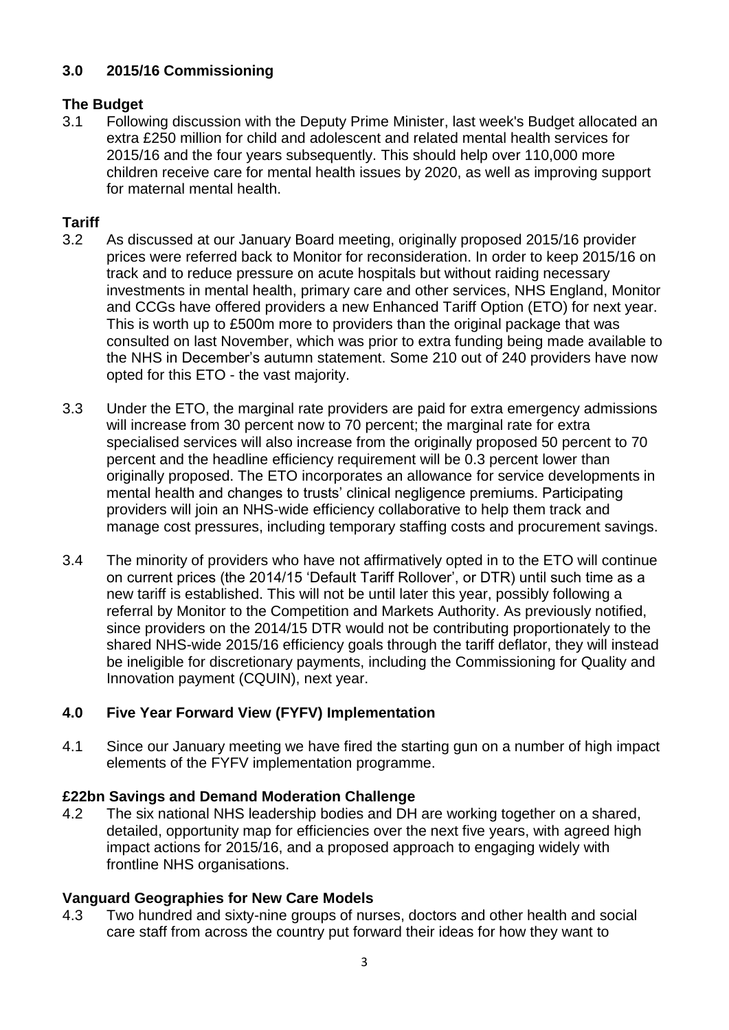## 3.0 2015/16 Commissioning

### The Budget

3.1 Following discussion with the Deputy Prime Minister, last week's Budget allocated an extra £250 million for child and adolescent and related mental health services for 2015/16 and the four years subsequently. This should help over 110,000 more children receive care for mental health issues by 2020, as well as improving support for maternal mental health.

### Tariff

3.2 As discussed at our January Board meeting, originally proposed 2015/16 provider prices were referred back to Monitor for reconsideration. In order to keep 2015/16 on track and to reduce pressure on acute hospitals but without raiding necessary investments in mental health, primary care and other services, NHS England, Monitor and CCGs have offered providers a new Enhanced Tariff Option (ETO) for next year. This is worth up to £500m more to providers than the original package that was consulted on last November, which was prior to extra funding being made available to the NHS in December's autumn statement. Some 210 out of 240 providers have now opted for this ETO - the vast majority.

3.3 Under the ETO, the marginal rate providers are paid for extra emergency admissions will increase from 30 percent now to 70 percent; the marginal rate for extra specialised services will also increase from the originally proposed 50 percent to 70 percent and the headline efficiency requirement will be 0.3 percent lower than originally proposed. The ETO incorporates an allowance for service developments in mental health and changes to trusts' clinical negligence premiums. Participating providers will join an NHS-wide efficiency collaborative to help them track and manage cost pressures, including temporary staffing costs and procurement savings.

3.4 The minority of providers who have not affirmatively opted in to the ETO will continue on current prices (the 2014/15 'Default Tariff Rollover', or DTR) until such time as a new tariff is established. This will not be until later this year, possibly following a referral by Monitor to the Competition and Markets Authority. As previously notified, since providers on the 2014/15 DTR would not be contributing proportionately to the shared NHS-wide 2015/16 efficiency goals through the tariff deflator, they will instead be ineligible for discretionary payments, including the Commissioning for Quality and Innovation payment (CQUIN), next year.

## 4.0 Five Year Forward View (FYFV) Implementation

4.1 Since our January meeting we have fired the starting gun on a number of high impact elements of the FYFV implementation programme.

### £22bn Savings and Demand Moderation Challenge

4.2 The six national NHS leadership bodies and DH are working together on a shared, detailed, opportunity map for efficiencies over the next five years, with agreed high impact actions for 2015/16, and a proposed approach to engaging widely with frontline NHS organisations.

### Vanguard Geographies for New Care Models

4.3 Two hundred and sixty-nine groups of nurses, doctors and other health and social care staff from across the country put forward their ideas for how they want to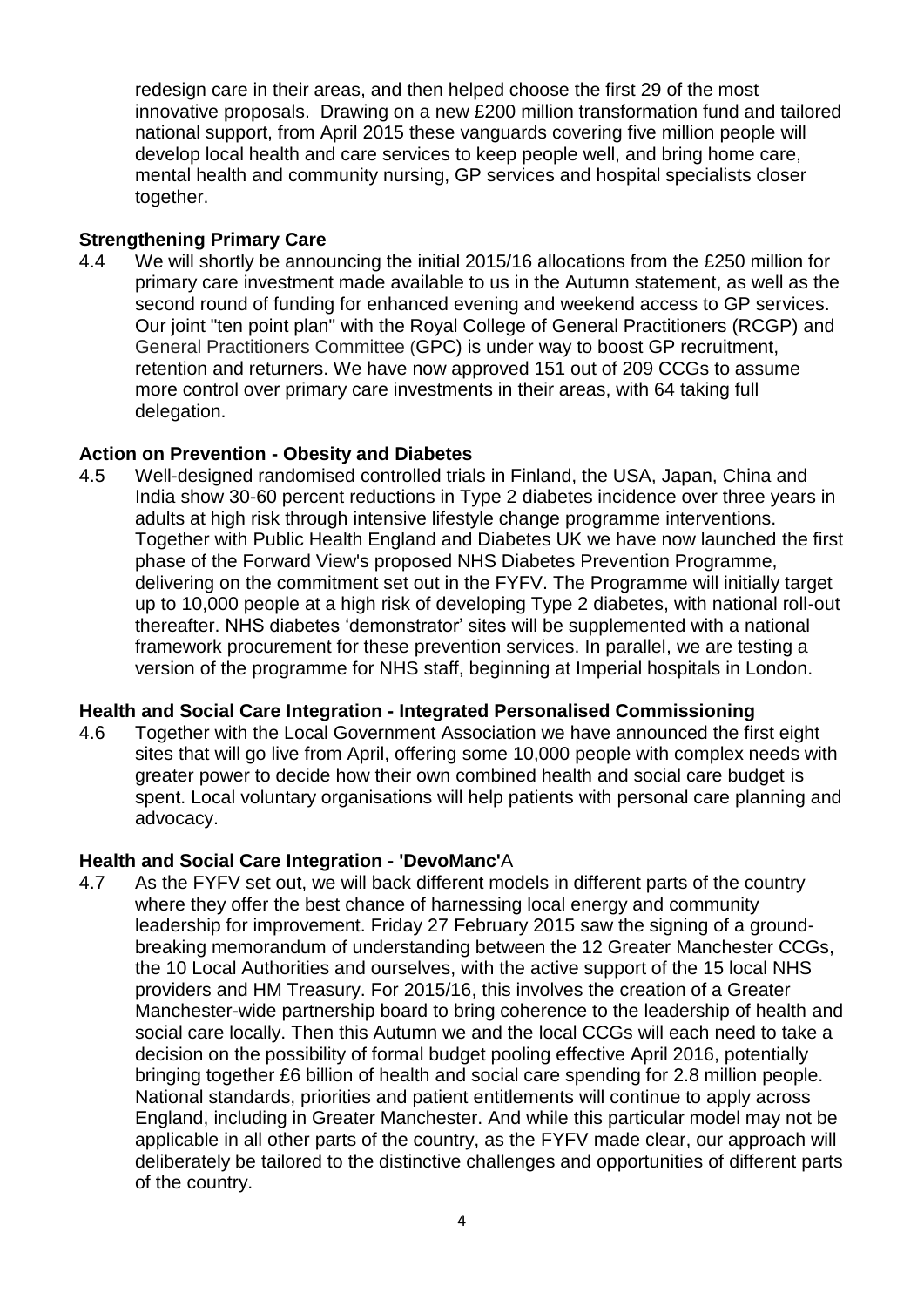redesign care in their areas, and then helped choose the first 29 of the most innovative proposals. Drawing on a new £200 million transformation fund and tailored national support, from April 2015 these vanguards covering five million people will develop local health and care services to keep people well, and bring home care, mental health and community nursing, GP services and hospital specialists closer together.

**Strengthening Primary Care**

4.4 We will shortly be announcing the initial 2015/16 allocations from the £250 million for primary care investment made available to us in the Autumn statement, as well as the second round of funding for enhanced evening and weekend access to GP services. Our joint "ten point plan" with the Royal College of General Practitioners (RCGP) and General Practitioners Committee (GPC) is under way to boost GP recruitment, retention and returners. We have now approved 151 out of 209 CCGs to assume more control over primary care investments in their areas, with 64 taking full delegation.

**Action on Prevention - Obesity and Diabetes**

4.5 Well-designed randomised controlled trials in Finland, the USA, Japan, China and India show 30-60 percent reductions in Type 2 diabetes incidence over three years in adults at high risk through intensive lifestyle change programme interventions. Together with Public Health England and Diabetes UK we have now launched the first phase of the Forward View's proposed NHS Diabetes Prevention Programme, delivering on the commitment set out in the FYFV. The Programme will initially target up to 10,000 people at a high risk of developing Type 2 diabetes, with national roll-out thereafter. NHS diabetes 'demonstrator' sites will be supplemented with a national framework procurement for these prevention services. In parallel, we are testing a version of the programme for NHS staff, beginning at Imperial hospitals in London.

**Health and Social Care Integration - Integrated Personalised Commissioning**

4.6 Together with the Local Government Association we have announced the first eight sites that will go live from April, offering some 10,000 people with complex needs with greater power to decide how their own combined health and social care budget is spent. Local voluntary organisations will help patients with personal care planning and advocacy.

**Health and Social Care Integration - 'DevoManc'**A

4.7 As the FYFV set out, we will back different models in different parts of the country where they offer the best chance of harnessing local energy and community leadership for improvement. Friday 27 February 2015 saw the signing of a ground-breaking memorandum of understanding between the 12 Greater Manchester CCGs, the 10 Local Authorities and ourselves, with the active support of the 15 local NHS providers and HM Treasury. For 2015/16, this involves the creation of a Greater Manchester-wide partnership board to bring coherence to the leadership of health and social care locally. Then this Autumn we and the local CCGs will each need to take a decision on the possibility of formal budget pooling effective April 2016, potentially bringing together £6 billion of health and social care spending for 2.8 million people. National standards, priorities and patient entitlements will continue to apply across England, including in Greater Manchester. And while this particular model may not be applicable in all other parts of the country, as the FYFV made clear, our approach will deliberately be tailored to the distinctive challenges and opportunities of different parts of the country.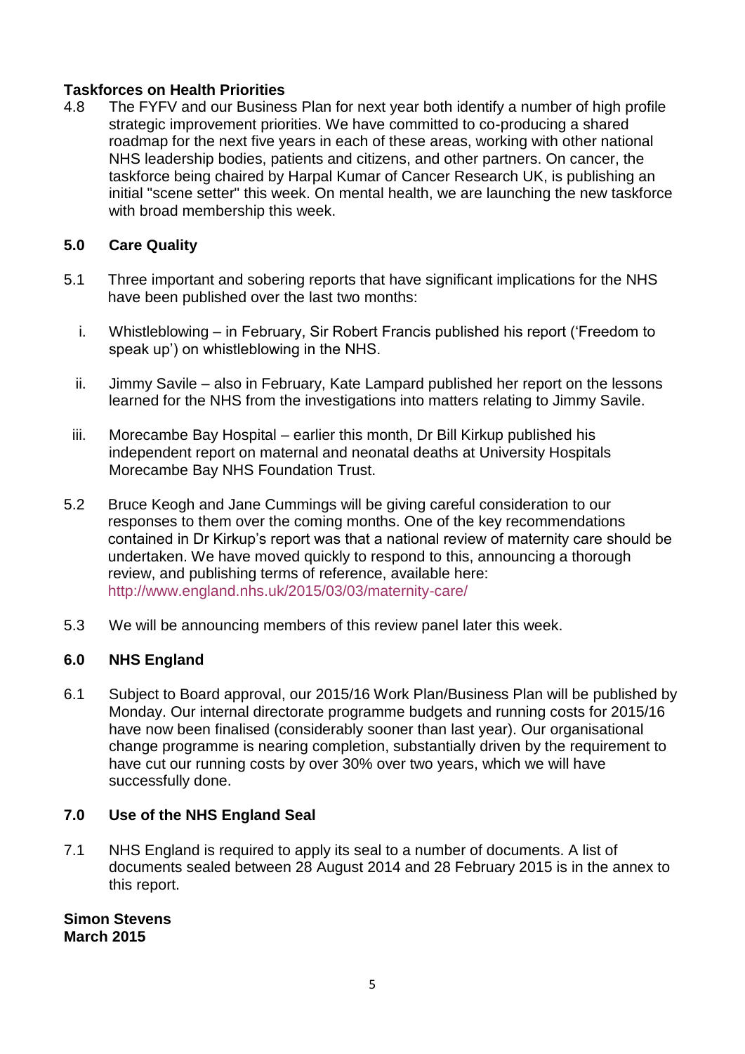**Taskforces on Health Priorities**

4.8 The FYFV and our Business Plan for next year both identify a number of high profile strategic improvement priorities. We have committed to co-producing a shared roadmap for the next five years in each of these areas, working with other national NHS leadership bodies, patients and citizens, and other partners. On cancer, the taskforce being chaired by Harpal Kumar of Cancer Research UK, is publishing an initial "scene setter" this week. On mental health, we are launching the new taskforce with broad membership this week.

## 5.0 Care Quality

5.1 Three important and sobering reports that have significant implications for the NHS have been published over the last two months:

i. Whistleblowing – in February, Sir Robert Francis published his report ('Freedom to speak up') on whistleblowing in the NHS.

ii. Jimmy Savile – also in February, Kate Lampard published her report on the lessons learned for the NHS from the investigations into matters relating to Jimmy Savile.

iii. Morecambe Bay Hospital – earlier this month, Dr Bill Kirkup published his independent report on maternal and neonatal deaths at University Hospitals Morecambe Bay NHS Foundation Trust.

5.2 Bruce Keogh and Jane Cummings will be giving careful consideration to our responses to them over the coming months. One of the key recommendations contained in Dr Kirkup's report was that a national review of maternity care should be undertaken. We have moved quickly to respond to this, announcing a thorough review, and publishing terms of reference, available here: http://www.england.nhs.uk/2015/03/03/maternity-care/

5.3 We will be announcing members of this review panel later this week.

## 6.0 NHS England

6.1 Subject to Board approval, our 2015/16 Work Plan/Business Plan will be published by Monday. Our internal directorate programme budgets and running costs for 2015/16 have now been finalised (considerably sooner than last year). Our organisational change programme is nearing completion, substantially driven by the requirement to have cut our running costs by over 30% over two years, which we will have successfully done.

## 7.0 Use of the NHS England Seal

7.1 NHS England is required to apply its seal to a number of documents. A list of documents sealed between 28 August 2014 and 28 February 2015 is in the annex to this report.

**Simon Stevens**
**March 2015**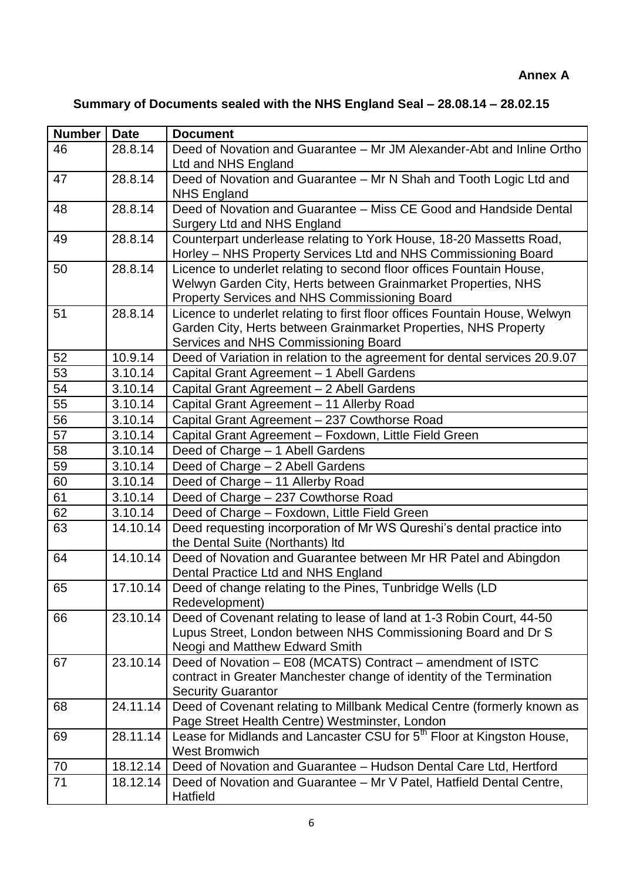**Annex A**

## Summary of Documents sealed with the NHS England Seal – 28.08.14 – 28.02.15

| Number | Date | Document |
|---|---|---|
| 46 | 28.8.14 | Deed of Novation and Guarantee – Mr JM Alexander-Abt and Inline Ortho Ltd and NHS England |
| 47 | 28.8.14 | Deed of Novation and Guarantee – Mr N Shah and Tooth Logic Ltd and NHS England |
| 48 | 28.8.14 | Deed of Novation and Guarantee – Miss CE Good and Handside Dental Surgery Ltd and NHS England |
| 49 | 28.8.14 | Counterpart underlease relating to York House, 18-20 Massetts Road, Horley – NHS Property Services Ltd and NHS Commissioning Board |
| 50 | 28.8.14 | Licence to underlet relating to second floor offices Fountain House, Welwyn Garden City, Herts between Grainmarket Properties, NHS Property Services and NHS Commissioning Board |
| 51 | 28.8.14 | Licence to underlet relating to first floor offices Fountain House, Welwyn Garden City, Herts between Grainmarket Properties, NHS Property Services and NHS Commissioning Board |
| 52 | 10.9.14 | Deed of Variation in relation to the agreement for dental services 20.9.07 |
| 53 | 3.10.14 | Capital Grant Agreement – 1 Abell Gardens |
| 54 | 3.10.14 | Capital Grant Agreement – 2 Abell Gardens |
| 55 | 3.10.14 | Capital Grant Agreement – 11 Allerby Road |
| 56 | 3.10.14 | Capital Grant Agreement – 237 Cowthorse Road |
| 57 | 3.10.14 | Capital Grant Agreement – Foxdown, Little Field Green |
| 58 | 3.10.14 | Deed of Charge – 1 Abell Gardens |
| 59 | 3.10.14 | Deed of Charge – 2 Abell Gardens |
| 60 | 3.10.14 | Deed of Charge – 11 Allerby Road |
| 61 | 3.10.14 | Deed of Charge – 237 Cowthorse Road |
| 62 | 3.10.14 | Deed of Charge – Foxdown, Little Field Green |
| 63 | 14.10.14 | Deed requesting incorporation of Mr WS Qureshi's dental practice into the Dental Suite (Northants) ltd |
| 64 | 14.10.14 | Deed of Novation and Guarantee between Mr HR Patel and Abingdon Dental Practice Ltd and NHS England |
| 65 | 17.10.14 | Deed of change relating to the Pines, Tunbridge Wells (LD Redevelopment) |
| 66 | 23.10.14 | Deed of Covenant relating to lease of land at 1-3 Robin Court, 44-50 Lupus Street, London between NHS Commissioning Board and Dr S Neogi and Matthew Edward Smith |
| 67 | 23.10.14 | Deed of Novation – E08 (MCATS) Contract – amendment of ISTC contract in Greater Manchester change of identity of the Termination Security Guarantor |
| 68 | 24.11.14 | Deed of Covenant relating to Millbank Medical Centre (formerly known as Page Street Health Centre) Westminster, London |
| 69 | 28.11.14 | Lease for Midlands and Lancaster CSU for 5th Floor at Kingston House, West Bromwich |
| 70 | 18.12.14 | Deed of Novation and Guarantee – Hudson Dental Care Ltd, Hertford |
| 71 | 18.12.14 | Deed of Novation and Guarantee – Mr V Patel, Hatfield Dental Centre, Hatfield |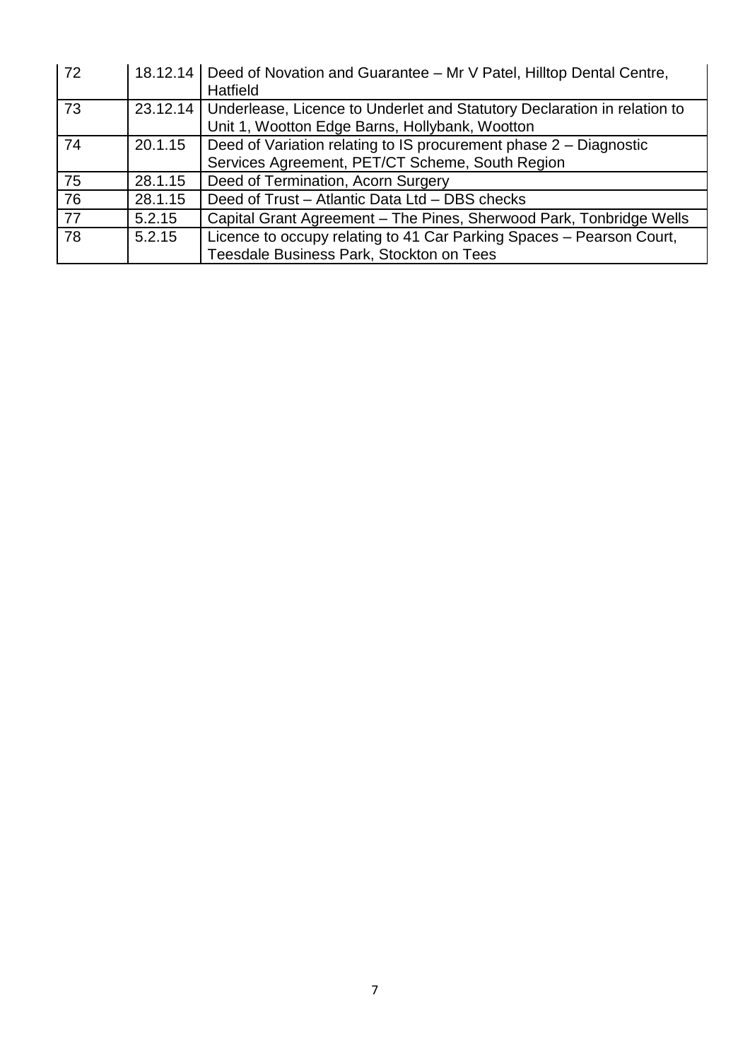| | | |
|---|---|---|
| 72 | 18.12.14 | Deed of Novation and Guarantee – Mr V Patel, Hilltop Dental Centre, Hatfield |
| 73 | 23.12.14 | Underlease, Licence to Underlet and Statutory Declaration in relation to Unit 1, Wootton Edge Barns, Hollybank, Wootton |
| 74 | 20.1.15 | Deed of Variation relating to IS procurement phase 2 – Diagnostic Services Agreement, PET/CT Scheme, South Region |
| 75 | 28.1.15 | Deed of Termination, Acorn Surgery |
| 76 | 28.1.15 | Deed of Trust – Atlantic Data Ltd – DBS checks |
| 77 | 5.2.15 | Capital Grant Agreement – The Pines, Sherwood Park, Tonbridge Wells |
| 78 | 5.2.15 | Licence to occupy relating to 41 Car Parking Spaces – Pearson Court, Teesdale Business Park, Stockton on Tees |